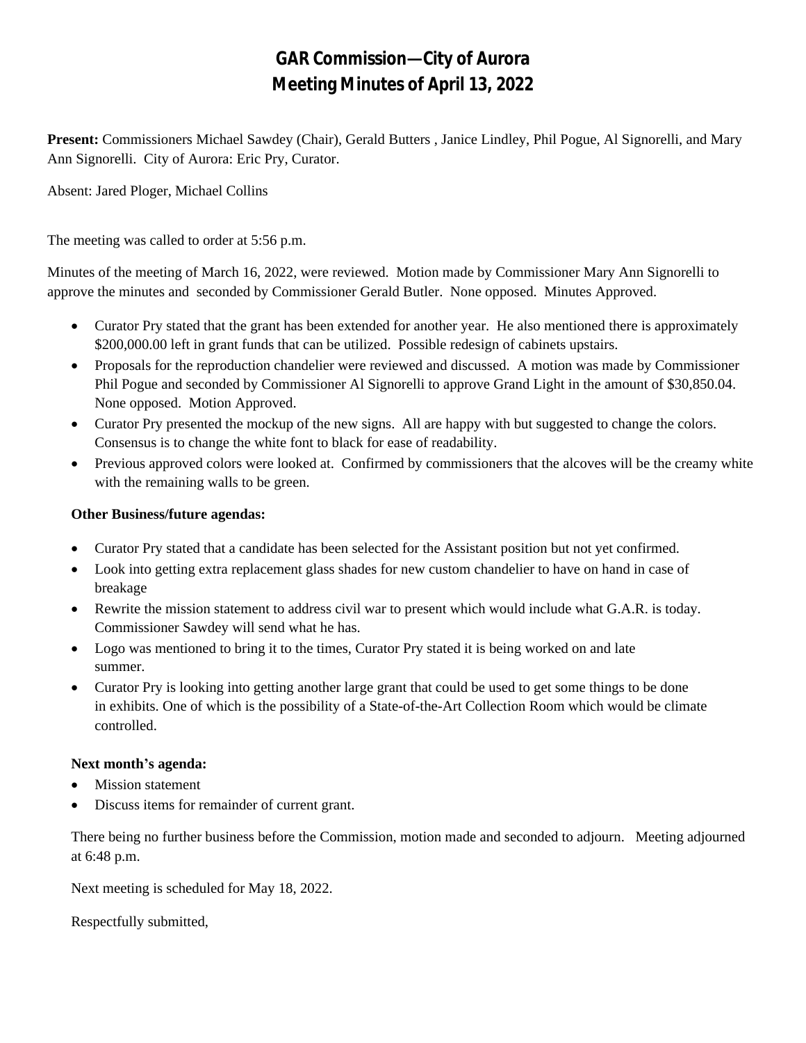# GAR Commission—City of Aurora
# Meeting Minutes of April 13, 2022

**Present:** Commissioners Michael Sawdey (Chair), Gerald Butters , Janice Lindley, Phil Pogue, Al Signorelli, and Mary Ann Signorelli. City of Aurora: Eric Pry, Curator.

Absent: Jared Ploger, Michael Collins

The meeting was called to order at 5:56 p.m.

Minutes of the meeting of March 16, 2022, were reviewed. Motion made by Commissioner Mary Ann Signorelli to approve the minutes and seconded by Commissioner Gerald Butler. None opposed. Minutes Approved.

- Curator Pry stated that the grant has been extended for another year. He also mentioned there is approximately $200,000.00 left in grant funds that can be utilized. Possible redesign of cabinets upstairs.
- Proposals for the reproduction chandelier were reviewed and discussed. A motion was made by Commissioner Phil Pogue and seconded by Commissioner Al Signorelli to approve Grand Light in the amount of $30,850.04. None opposed. Motion Approved.
- Curator Pry presented the mockup of the new signs. All are happy with but suggested to change the colors. Consensus is to change the white font to black for ease of readability.
- Previous approved colors were looked at. Confirmed by commissioners that the alcoves will be the creamy white with the remaining walls to be green.

**Other Business/future agendas:**

- Curator Pry stated that a candidate has been selected for the Assistant position but not yet confirmed.
- Look into getting extra replacement glass shades for new custom chandelier to have on hand in case of breakage
- Rewrite the mission statement to address civil war to present which would include what G.A.R. is today. Commissioner Sawdey will send what he has.
- Logo was mentioned to bring it to the times, Curator Pry stated it is being worked on and late summer.
- Curator Pry is looking into getting another large grant that could be used to get some things to be done in exhibits. One of which is the possibility of a State-of-the-Art Collection Room which would be climate controlled.

**Next month's agenda:**

- Mission statement
- Discuss items for remainder of current grant.

There being no further business before the Commission, motion made and seconded to adjourn. Meeting adjourned at 6:48 p.m.

Next meeting is scheduled for May 18, 2022.

Respectfully submitted,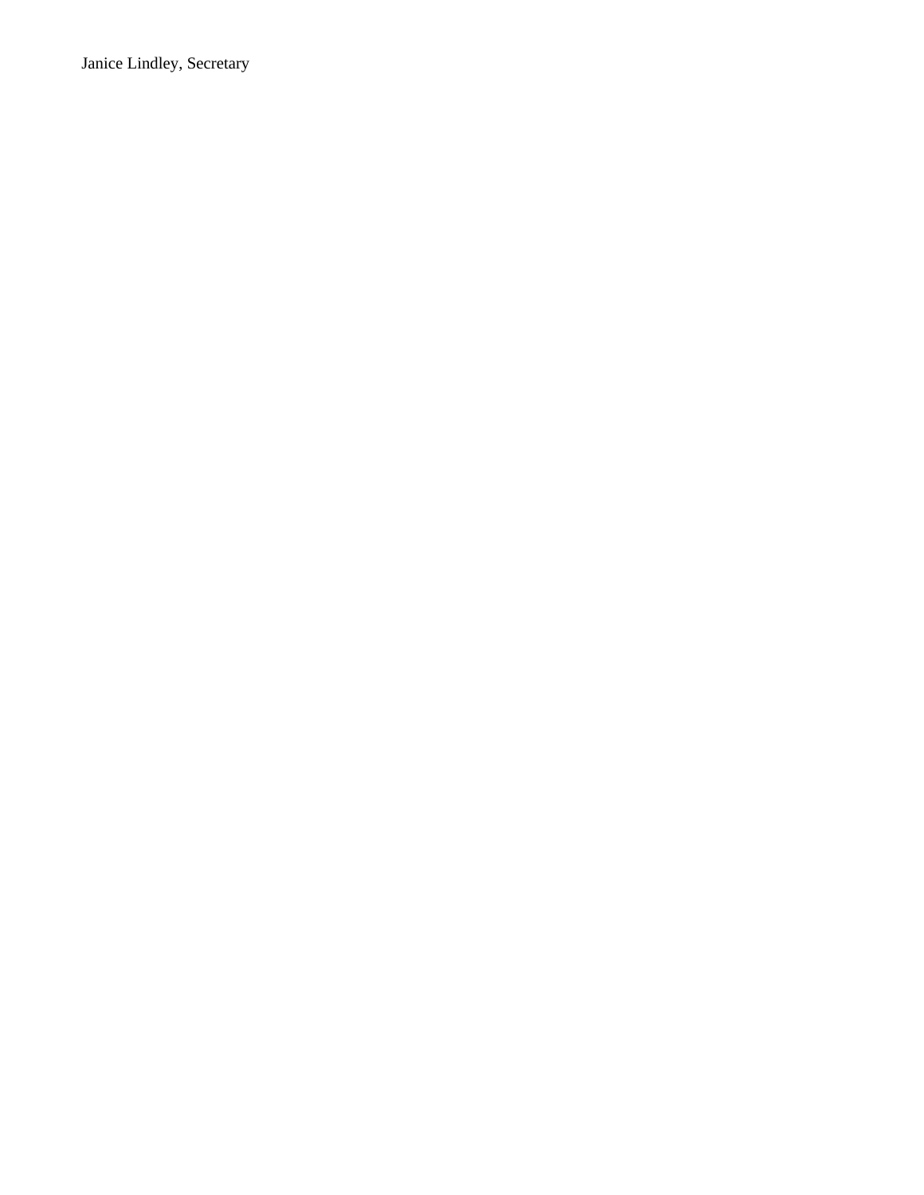Janice Lindley, Secretary